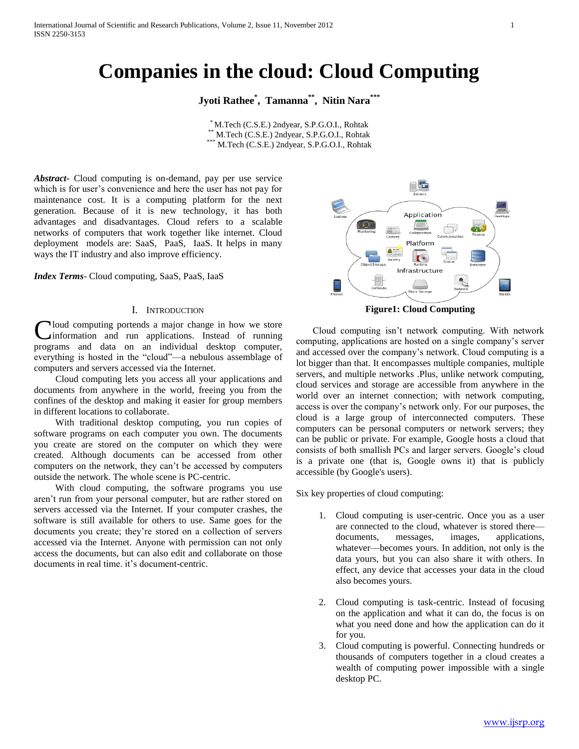# Companies in the cloud: Cloud Computing

**Jyoti Rathee[*], Tamanna[**], Nitin Nara[***]**

[*] M.Tech (C.S.E.) 2ndyear, S.P.G.O.I., Rohtak
[**] M.Tech (C.S.E.) 2ndyear, S.P.G.O.I., Rohtak
[***] M.Tech (C.S.E.) 2ndyear, S.P.G.O.I., Rohtak

***Abstract***- Cloud computing is on-demand, pay per use service which is for user's convenience and here the user has not pay for maintenance cost. It is a computing platform for the next generation. Because of it is new technology, it has both advantages and disadvantages. Cloud refers to a scalable networks of computers that work together like internet. Cloud deployment models are: SaaS, PaaS, IaaS. It helps in many ways the IT industry and also improve efficiency.

***Index Terms***- Cloud computing, SaaS, PaaS, IaaS

## I. Introduction

Cloud computing portends a major change in how we store information and run applications. Instead of running programs and data on an individual desktop computer, everything is hosted in the "cloud"—a nebulous assemblage of computers and servers accessed via the Internet.

Cloud computing lets you access all your applications and documents from anywhere in the world, freeing you from the confines of the desktop and making it easier for group members in different locations to collaborate.

With traditional desktop computing, you run copies of software programs on each computer you own. The documents you create are stored on the computer on which they were created. Although documents can be accessed from other computers on the network, they can't be accessed by computers outside the network. The whole scene is PC-centric.

With cloud computing, the software programs you use aren't run from your personal computer, but are rather stored on servers accessed via the Internet. If your computer crashes, the software is still available for others to use. Same goes for the documents you create; they're stored on a collection of servers accessed via the Internet. Anyone with permission can not only access the documents, but can also edit and collaborate on those documents in real time. it's document-centric.

**Figure1: Cloud Computing**

Cloud computing isn't network computing. With network computing, applications are hosted on a single company's server and accessed over the company's network. Cloud computing is a lot bigger than that. It encompasses multiple companies, multiple servers, and multiple networks .Plus, unlike network computing, cloud services and storage are accessible from anywhere in the world over an internet connection; with network computing, access is over the company's network only. For our purposes, the cloud is a large group of interconnected computers. These computers can be personal computers or network servers; they can be public or private. For example, Google hosts a cloud that consists of both smallish PCs and larger servers. Google's cloud is a private one (that is, Google owns it) that is publicly accessible (by Google's users).

Six key properties of cloud computing:

1. Cloud computing is user-centric. Once you as a user are connected to the cloud, whatever is stored there—documents, messages, images, applications, whatever—becomes yours. In addition, not only is the data yours, but you can also share it with others. In effect, any device that accesses your data in the cloud also becomes yours.

2. Cloud computing is task-centric. Instead of focusing on the application and what it can do, the focus is on what you need done and how the application can do it for you.
3. Cloud computing is powerful. Connecting hundreds or thousands of computers together in a cloud creates a wealth of computing power impossible with a single desktop PC.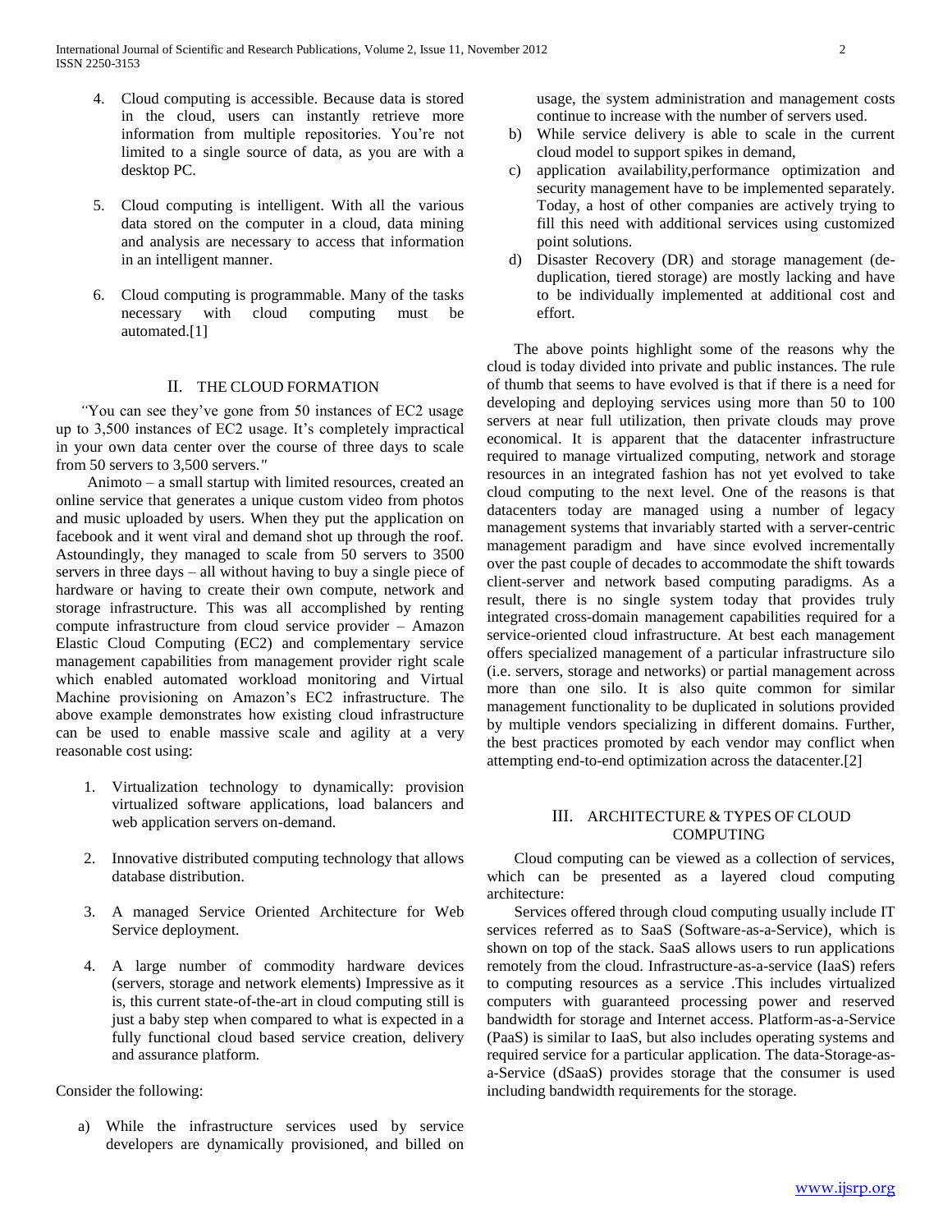4. Cloud computing is accessible. Because data is stored in the cloud, users can instantly retrieve more information from multiple repositories. You're not limited to a single source of data, as you are with a desktop PC.

5. Cloud computing is intelligent. With all the various data stored on the computer in a cloud, data mining and analysis are necessary to access that information in an intelligent manner.

6. Cloud computing is programmable. Many of the tasks necessary with cloud computing must be automated.[1]

## II. THE CLOUD FORMATION

*"You can see they've gone from 50 instances of EC2 usage up to 3,500 instances of EC2 usage. It's completely impractical in your own data center over the course of three days to scale from 50 servers to 3,500 servers."*

Animoto – a small startup with limited resources, created an online service that generates a unique custom video from photos and music uploaded by users. When they put the application on facebook and it went viral and demand shot up through the roof. Astoundingly, they managed to scale from 50 servers to 3500 servers in three days – all without having to buy a single piece of hardware or having to create their own compute, network and storage infrastructure. This was all accomplished by renting compute infrastructure from cloud service provider – Amazon Elastic Cloud Computing (EC2) and complementary service management capabilities from management provider right scale which enabled automated workload monitoring and Virtual Machine provisioning on Amazon's EC2 infrastructure. The above example demonstrates how existing cloud infrastructure can be used to enable massive scale and agility at a very reasonable cost using:

1. Virtualization technology to dynamically: provision virtualized software applications, load balancers and web application servers on-demand.

2. Innovative distributed computing technology that allows database distribution.

3. A managed Service Oriented Architecture for Web Service deployment.

4. A large number of commodity hardware devices (servers, storage and network elements) Impressive as it is, this current state-of-the-art in cloud computing still is just a baby step when compared to what is expected in a fully functional cloud based service creation, delivery and assurance platform.

Consider the following:

a) While the infrastructure services used by service developers are dynamically provisioned, and billed on usage, the system administration and management costs continue to increase with the number of servers used.
b) While service delivery is able to scale in the current cloud model to support spikes in demand,
c) application availability,performance optimization and security management have to be implemented separately. Today, a host of other companies are actively trying to fill this need with additional services using customized point solutions.
d) Disaster Recovery (DR) and storage management (de-duplication, tiered storage) are mostly lacking and have to be individually implemented at additional cost and effort.

The above points highlight some of the reasons why the cloud is today divided into private and public instances. The rule of thumb that seems to have evolved is that if there is a need for developing and deploying services using more than 50 to 100 servers at near full utilization, then private clouds may prove economical. It is apparent that the datacenter infrastructure required to manage virtualized computing, network and storage resources in an integrated fashion has not yet evolved to take cloud computing to the next level. One of the reasons is that datacenters today are managed using a number of legacy management systems that invariably started with a server-centric management paradigm and have since evolved incrementally over the past couple of decades to accommodate the shift towards client-server and network based computing paradigms. As a result, there is no single system today that provides truly integrated cross-domain management capabilities required for a service-oriented cloud infrastructure. At best each management offers specialized management of a particular infrastructure silo (i.e. servers, storage and networks) or partial management across more than one silo. It is also quite common for similar management functionality to be duplicated in solutions provided by multiple vendors specializing in different domains. Further, the best practices promoted by each vendor may conflict when attempting end-to-end optimization across the datacenter.[2]

## III. ARCHITECTURE & TYPES OF CLOUD COMPUTING

Cloud computing can be viewed as a collection of services, which can be presented as a layered cloud computing architecture:

Services offered through cloud computing usually include IT services referred as to SaaS (Software-as-a-Service), which is shown on top of the stack. SaaS allows users to run applications remotely from the cloud. Infrastructure-as-a-service (IaaS) refers to computing resources as a service .This includes virtualized computers with guaranteed processing power and reserved bandwidth for storage and Internet access. Platform-as-a-Service (PaaS) is similar to IaaS, but also includes operating systems and required service for a particular application. The data-Storage-as-a-Service (dSaaS) provides storage that the consumer is used including bandwidth requirements for the storage.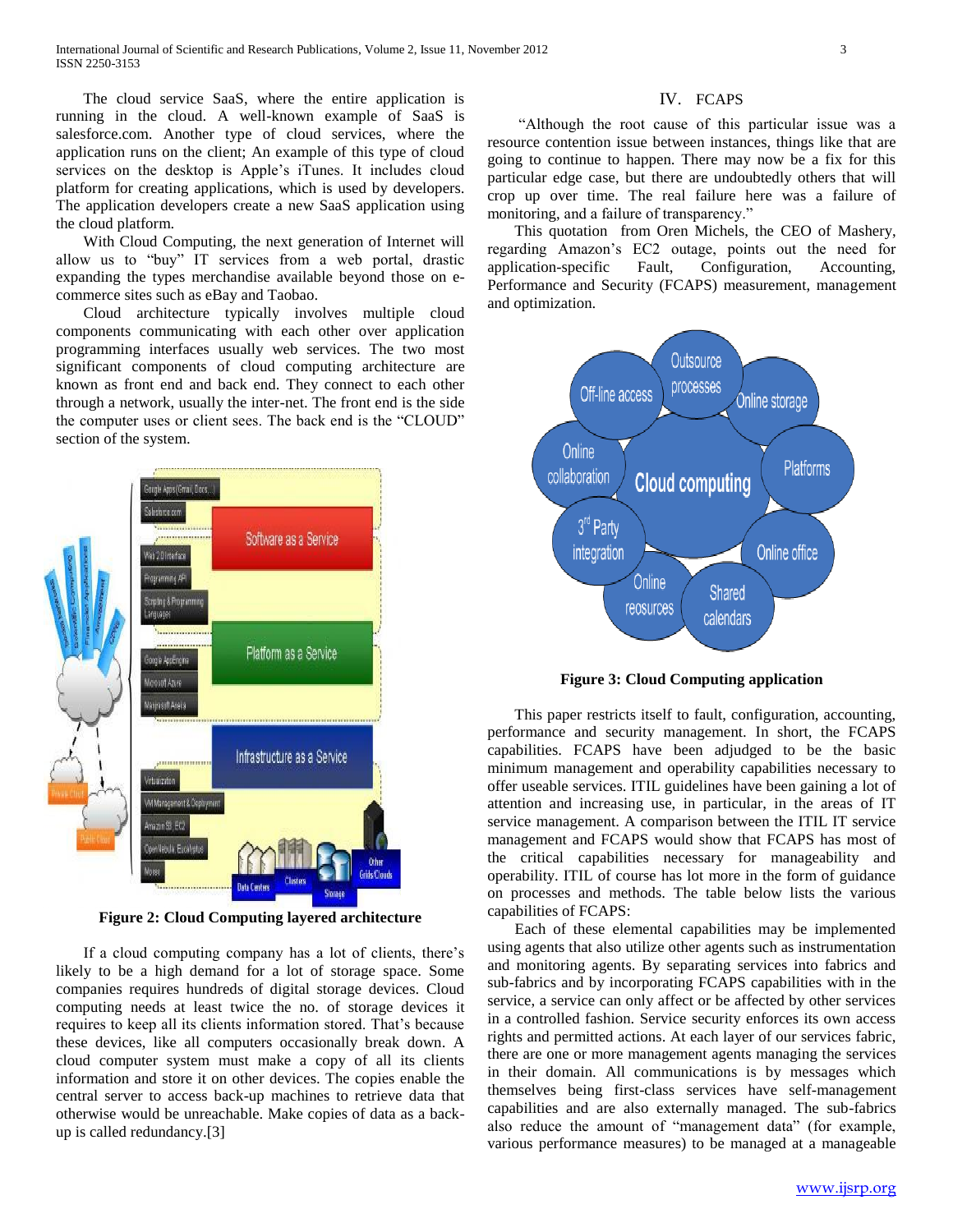The cloud service SaaS, where the entire application is running in the cloud. A well-known example of SaaS is salesforce.com. Another type of cloud services, where the application runs on the client; An example of this type of cloud services on the desktop is Apple's iTunes. It includes cloud platform for creating applications, which is used by developers. The application developers create a new SaaS application using the cloud platform.

With Cloud Computing, the next generation of Internet will allow us to "buy" IT services from a web portal, drastic expanding the types merchandise available beyond those on e-commerce sites such as eBay and Taobao.

Cloud architecture typically involves multiple cloud components communicating with each other over application programming interfaces usually web services. The two most significant components of cloud computing architecture are known as front end and back end. They connect to each other through a network, usually the inter-net. The front end is the side the computer uses or client sees. The back end is the "CLOUD" section of the system.

**Figure 2: Cloud Computing layered architecture**

If a cloud computing company has a lot of clients, there's likely to be a high demand for a lot of storage space. Some companies requires hundreds of digital storage devices. Cloud computing needs at least twice the no. of storage devices it requires to keep all its clients information stored. That's because these devices, like all computers occasionally break down. A cloud computer system must make a copy of all its clients information and store it on other devices. The copies enable the central server to access back-up machines to retrieve data that otherwise would be unreachable. Make copies of data as a back-up is called redundancy.[3]

## IV. FCAPS

"Although the root cause of this particular issue was a resource contention issue between instances, things like that are going to continue to happen. There may now be a fix for this particular edge case, but there are undoubtedly others that will crop up over time. The real failure here was a failure of monitoring, and a failure of transparency."

This quotation from Oren Michels, the CEO of Mashery, regarding Amazon's EC2 outage, points out the need for application-specific Fault, Configuration, Accounting, Performance and Security (FCAPS) measurement, management and optimization.

**Figure 3: Cloud Computing application**

This paper restricts itself to fault, configuration, accounting, performance and security management. In short, the FCAPS capabilities. FCAPS have been adjudged to be the basic minimum management and operability capabilities necessary to offer useable services. ITIL guidelines have been gaining a lot of attention and increasing use, in particular, in the areas of IT service management. A comparison between the ITIL IT service management and FCAPS would show that FCAPS has most of the critical capabilities necessary for manageability and operability. ITIL of course has lot more in the form of guidance on processes and methods. The table below lists the various capabilities of FCAPS:

Each of these elemental capabilities may be implemented using agents that also utilize other agents such as instrumentation and monitoring agents. By separating services into fabrics and sub-fabrics and by incorporating FCAPS capabilities with in the service, a service can only affect or be affected by other services in a controlled fashion. Service security enforces its own access rights and permitted actions. At each layer of our services fabric, there are one or more management agents managing the services in their domain. All communications is by messages which themselves being first-class services have self-management capabilities and are also externally managed. The sub-fabrics also reduce the amount of "management data" (for example, various performance measures) to be managed at a manageable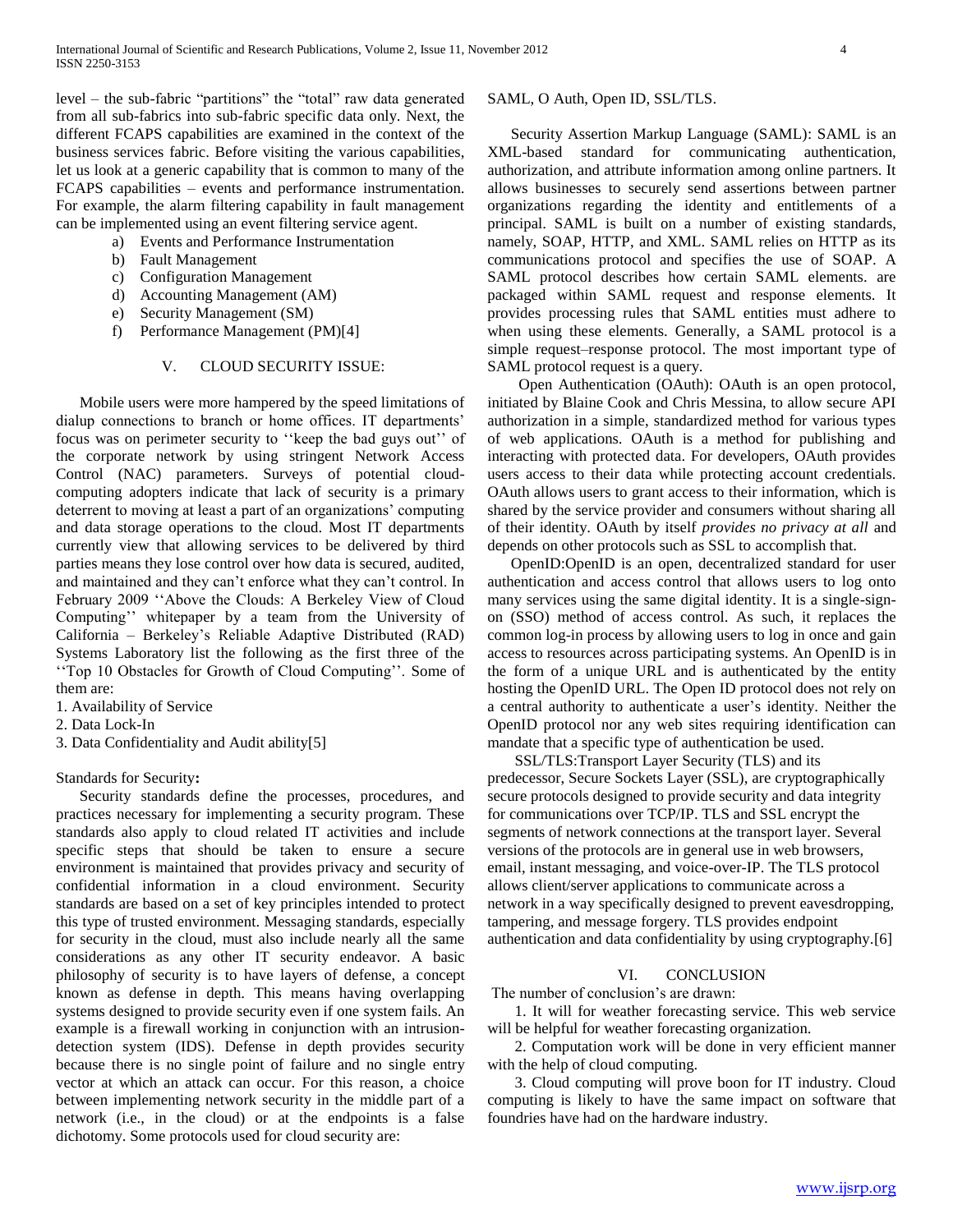level – the sub-fabric "partitions" the "total" raw data generated from all sub-fabrics into sub-fabric specific data only. Next, the different FCAPS capabilities are examined in the context of the business services fabric. Before visiting the various capabilities, let us look at a generic capability that is common to many of the FCAPS capabilities – events and performance instrumentation. For example, the alarm filtering capability in fault management can be implemented using an event filtering service agent.

a) Events and Performance Instrumentation
b) Fault Management
c) Configuration Management
d) Accounting Management (AM)
e) Security Management (SM)
f) Performance Management (PM)[4]

## V. CLOUD SECURITY ISSUE:

Mobile users were more hampered by the speed limitations of dialup connections to branch or home offices. IT departments' focus was on perimeter security to ''keep the bad guys out'' of the corporate network by using stringent Network Access Control (NAC) parameters. Surveys of potential cloud-computing adopters indicate that lack of security is a primary deterrent to moving at least a part of an organizations' computing and data storage operations to the cloud. Most IT departments currently view that allowing services to be delivered by third parties means they lose control over how data is secured, audited, and maintained and they can't enforce what they can't control. In February 2009 ''Above the Clouds: A Berkeley View of Cloud Computing'' whitepaper by a team from the University of California – Berkeley's Reliable Adaptive Distributed (RAD) Systems Laboratory list the following as the first three of the ''Top 10 Obstacles for Growth of Cloud Computing''. Some of them are:

1. Availability of Service
2. Data Lock-In
3. Data Confidentiality and Audit ability[5]

Standards for Security**:**

Security standards define the processes, procedures, and practices necessary for implementing a security program. These standards also apply to cloud related IT activities and include specific steps that should be taken to ensure a secure environment is maintained that provides privacy and security of confidential information in a cloud environment. Security standards are based on a set of key principles intended to protect this type of trusted environment. Messaging standards, especially for security in the cloud, must also include nearly all the same considerations as any other IT security endeavor. A basic philosophy of security is to have layers of defense, a concept known as defense in depth. This means having overlapping systems designed to provide security even if one system fails. An example is a firewall working in conjunction with an intrusion-detection system (IDS). Defense in depth provides security because there is no single point of failure and no single entry vector at which an attack can occur. For this reason, a choice between implementing network security in the middle part of a network (i.e., in the cloud) or at the endpoints is a false dichotomy. Some protocols used for cloud security are:

SAML, O Auth, Open ID, SSL/TLS.

Security Assertion Markup Language (SAML): SAML is an XML-based standard for communicating authentication, authorization, and attribute information among online partners. It allows businesses to securely send assertions between partner organizations regarding the identity and entitlements of a principal. SAML is built on a number of existing standards, namely, SOAP, HTTP, and XML. SAML relies on HTTP as its communications protocol and specifies the use of SOAP. A SAML protocol describes how certain SAML elements. are packaged within SAML request and response elements. It provides processing rules that SAML entities must adhere to when using these elements. Generally, a SAML protocol is a simple request–response protocol. The most important type of SAML protocol request is a query.

Open Authentication (OAuth): OAuth is an open protocol, initiated by Blaine Cook and Chris Messina, to allow secure API authorization in a simple, standardized method for various types of web applications. OAuth is a method for publishing and interacting with protected data. For developers, OAuth provides users access to their data while protecting account credentials. OAuth allows users to grant access to their information, which is shared by the service provider and consumers without sharing all of their identity. OAuth by itself *provides no privacy at all* and depends on other protocols such as SSL to accomplish that.

OpenID:OpenID is an open, decentralized standard for user authentication and access control that allows users to log onto many services using the same digital identity. It is a single-sign-on (SSO) method of access control. As such, it replaces the common log-in process by allowing users to log in once and gain access to resources across participating systems. An OpenID is in the form of a unique URL and is authenticated by the entity hosting the OpenID URL. The Open ID protocol does not rely on a central authority to authenticate a user's identity. Neither the OpenID protocol nor any web sites requiring identification can mandate that a specific type of authentication be used.

SSL/TLS:Transport Layer Security (TLS) and its predecessor, Secure Sockets Layer (SSL), are cryptographically secure protocols designed to provide security and data integrity for communications over TCP/IP. TLS and SSL encrypt the segments of network connections at the transport layer. Several versions of the protocols are in general use in web browsers, email, instant messaging, and voice-over-IP. The TLS protocol allows client/server applications to communicate across a network in a way specifically designed to prevent eavesdropping, tampering, and message forgery. TLS provides endpoint authentication and data confidentiality by using cryptography.[6]

## VI. CONCLUSION

The number of conclusion's are drawn:

1. It will for weather forecasting service. This web service will be helpful for weather forecasting organization.

2. Computation work will be done in very efficient manner with the help of cloud computing.

3. Cloud computing will prove boon for IT industry. Cloud computing is likely to have the same impact on software that foundries have had on the hardware industry.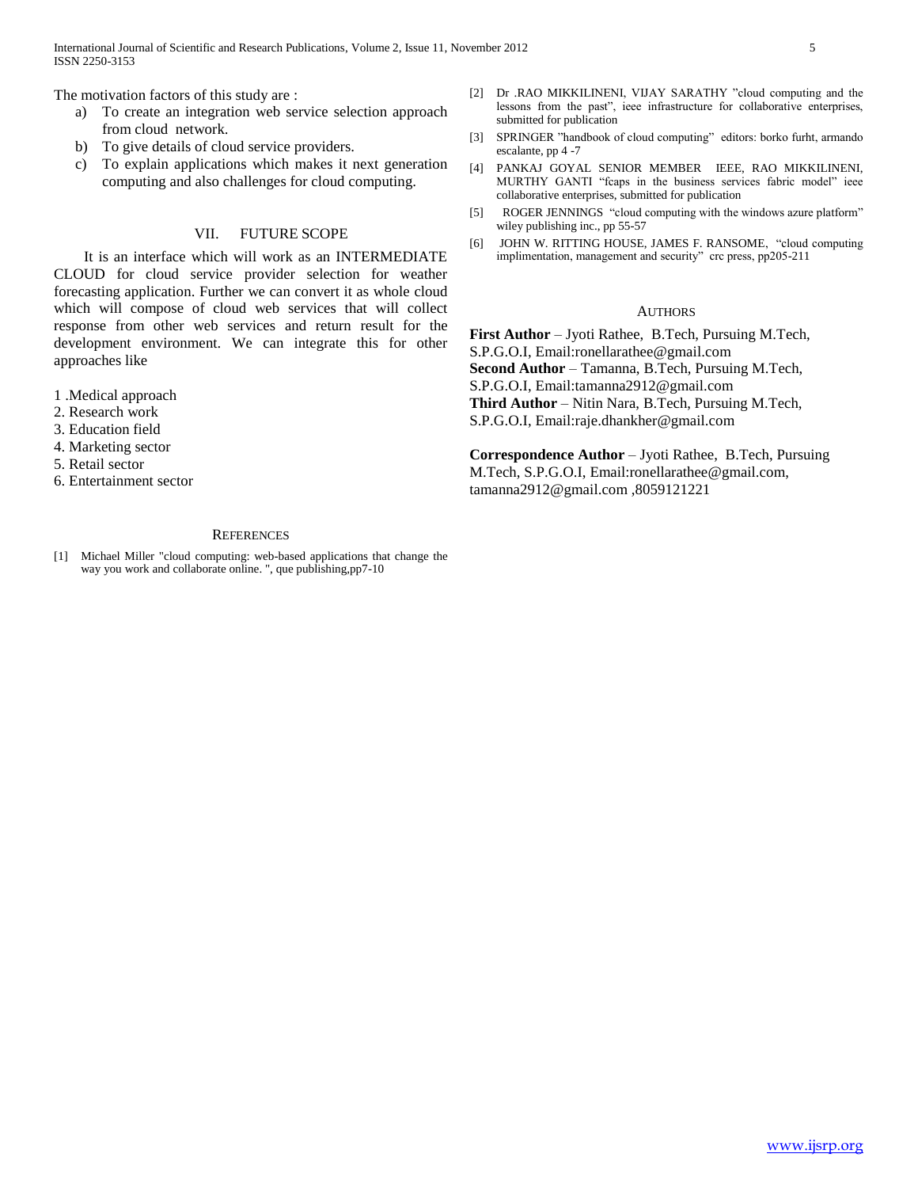The motivation factors of this study are :

a) To create an integration web service selection approach from cloud network.
b) To give details of cloud service providers.
c) To explain applications which makes it next generation computing and also challenges for cloud computing.

## VII. FUTURE SCOPE

It is an interface which will work as an INTERMEDIATE CLOUD for cloud service provider selection for weather forecasting application. Further we can convert it as whole cloud which will compose of cloud web services that will collect response from other web services and return result for the development environment. We can integrate this for other approaches like

1 .Medical approach
2. Research work
3. Education field
4. Marketing sector
5. Retail sector
6. Entertainment sector

## REFERENCES

[1] Michael Miller "cloud computing: web-based applications that change the way you work and collaborate online. ", que publishing,pp7-10

[2] Dr .RAO MIKKILINENI, VIJAY SARATHY "cloud computing and the lessons from the past", ieee infrastructure for collaborative enterprises, submitted for publication

[3] SPRINGER "handbook of cloud computing" editors: borko furht, armando escalante, pp 4 -7

[4] PANKAJ GOYAL SENIOR MEMBER IEEE, RAO MIKKILINENI, MURTHY GANTI "fcaps in the business services fabric model" ieee collaborative enterprises, submitted for publication

[5] ROGER JENNINGS "cloud computing with the windows azure platform" wiley publishing inc., pp 55-57

[6] JOHN W. RITTING HOUSE, JAMES F. RANSOME, "cloud computing implimentation, management and security" crc press, pp205-211

## AUTHORS

**First Author** – Jyoti Rathee, B.Tech, Pursuing M.Tech, S.P.G.O.I, Email:ronellarathee@gmail.com

**Second Author** – Tamanna, B.Tech, Pursuing M.Tech, S.P.G.O.I, Email:tamanna2912@gmail.com

**Third Author** – Nitin Nara, B.Tech, Pursuing M.Tech, S.P.G.O.I, Email:raje.dhankher@gmail.com

**Correspondence Author** – Jyoti Rathee, B.Tech, Pursuing M.Tech, S.P.G.O.I, Email:ronellarathee@gmail.com, tamanna2912@gmail.com ,8059121221